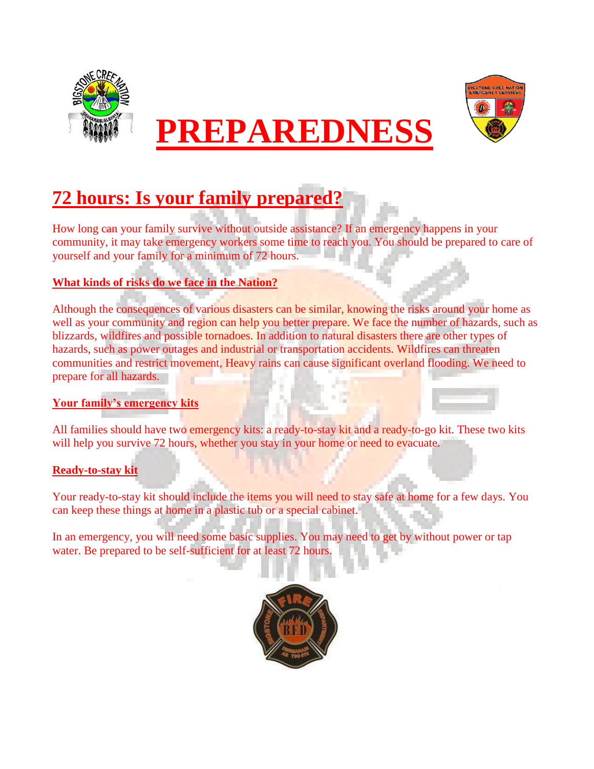# PREPAREDNESS

## 72 hours: Is your family prepared?

How long can your family survive without outside assistance? If an emergency happens in your community, it may take emergency workers some time to reach you. You should be prepared to care of yourself and your family for a minimum of 72 hours.

### What kinds of risks do we face in the Nation?

Although the consequences of various disasters can be similar, knowing the risks around your home as well as your community and region can help you better prepare. We face the number of hazards, such as blizzards, wildfires and possible tornadoes. In addition to natural disasters there are other types of hazards, such as power outages and industrial or transportation accidents. Wildfires can threaten communities and restrict movement, Heavy rains can cause significant overland flooding. We need to prepare for all hazards.

### Your family's emergency kits

All families should have two emergency kits: a ready-to-stay kit and a ready-to-go kit. These two kits will help you survive 72 hours, whether you stay in your home or need to evacuate.

### Ready-to-stay kit

Your ready-to-stay kit should include the items you will need to stay safe at home for a few days. You can keep these things at home in a plastic tub or a special cabinet.

In an emergency, you will need some basic supplies. You may need to get by without power or tap water. Be prepared to be self-sufficient for at least 72 hours.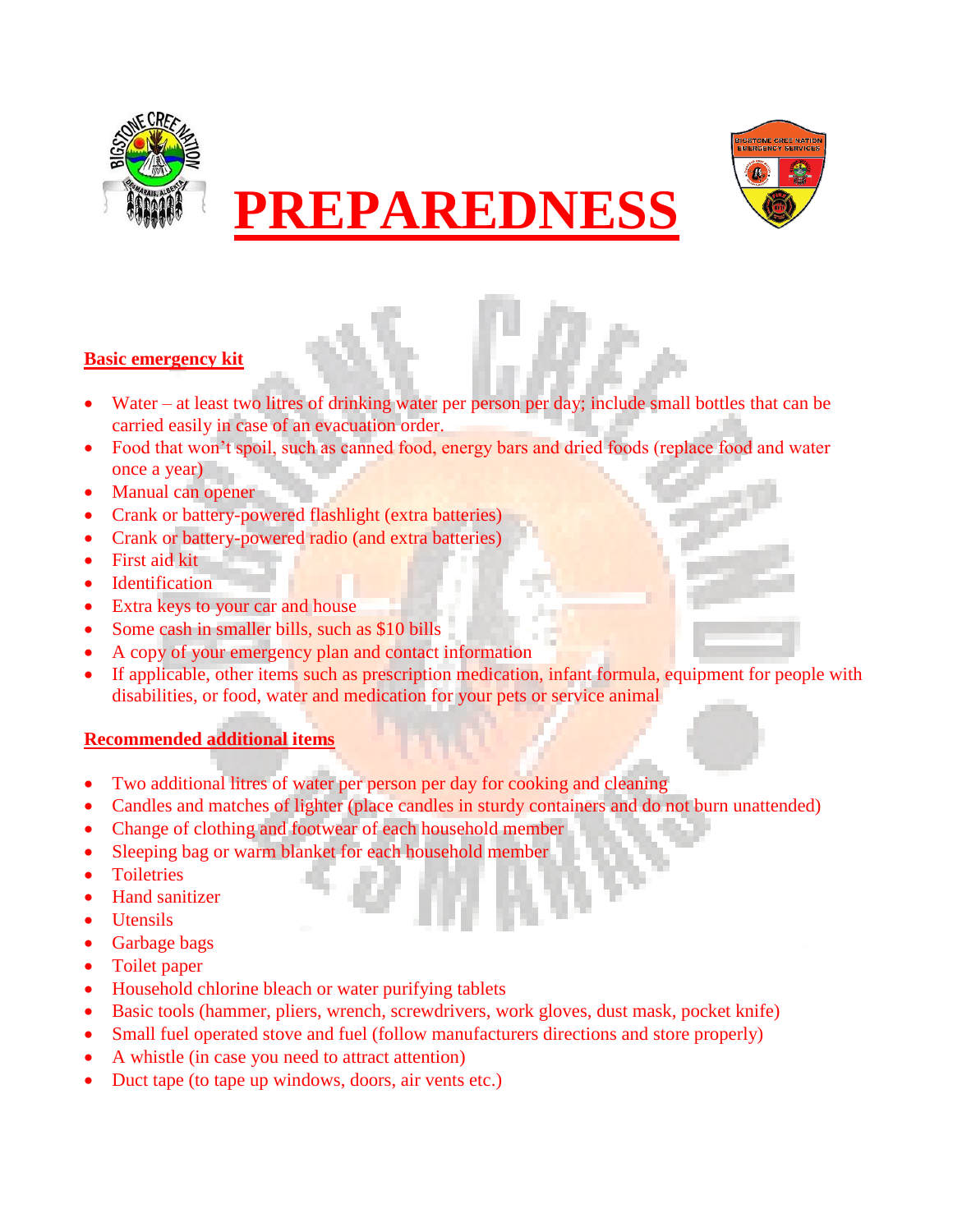# PREPAREDNESS

## Basic emergency kit

- Water – at least two litres of drinking water per person per day; include small bottles that can be carried easily in case of an evacuation order.
- Food that won't spoil, such as canned food, energy bars and dried foods (replace food and water once a year)
- Manual can opener
- Crank or battery-powered flashlight (extra batteries)
- Crank or battery-powered radio (and extra batteries)
- First aid kit
- Identification
- Extra keys to your car and house
- Some cash in smaller bills, such as $10 bills
- A copy of your emergency plan and contact information
- If applicable, other items such as prescription medication, infant formula, equipment for people with disabilities, or food, water and medication for your pets or service animal

## Recommended additional items

- Two additional litres of water per person per day for cooking and cleaning
- Candles and matches of lighter (place candles in sturdy containers and do not burn unattended)
- Change of clothing and footwear of each household member
- Sleeping bag or warm blanket for each household member
- Toiletries
- Hand sanitizer
- Utensils
- Garbage bags
- Toilet paper
- Household chlorine bleach or water purifying tablets
- Basic tools (hammer, pliers, wrench, screwdrivers, work gloves, dust mask, pocket knife)
- Small fuel operated stove and fuel (follow manufacturers directions and store properly)
- A whistle (in case you need to attract attention)
- Duct tape (to tape up windows, doors, air vents etc.)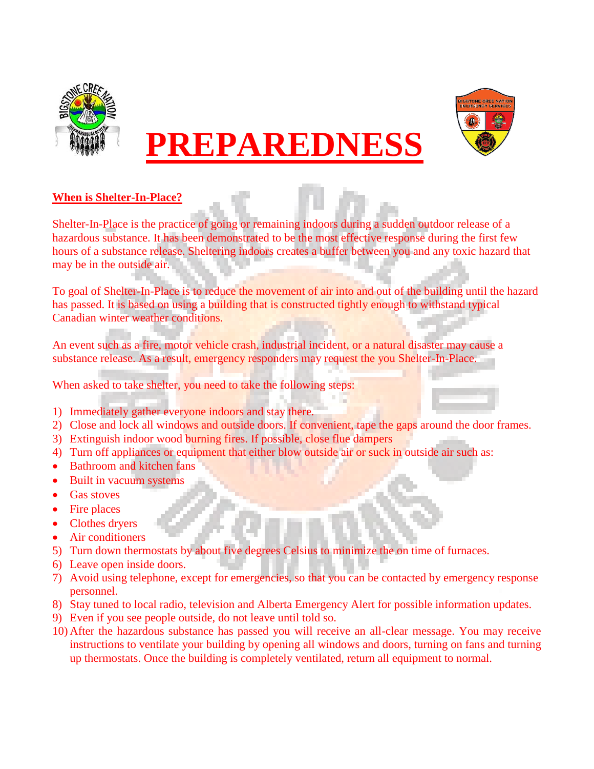# PREPAREDNESS

## When is Shelter-In-Place?

Shelter-In-Place is the practice of going or remaining indoors during a sudden outdoor release of a hazardous substance. It has been demonstrated to be the most effective response during the first few hours of a substance release. Sheltering indoors creates a buffer between you and any toxic hazard that may be in the outside air.

To goal of Shelter-In-Place is to reduce the movement of air into and out of the building until the hazard has passed. It is based on using a building that is constructed tightly enough to withstand typical Canadian winter weather conditions.

An event such as a fire, motor vehicle crash, industrial incident, or a natural disaster may cause a substance release. As a result, emergency responders may request the you Shelter-In-Place.

When asked to take shelter, you need to take the following steps:

1) Immediately gather everyone indoors and stay there.
2) Close and lock all windows and outside doors. If convenient, tape the gaps around the door frames.
3) Extinguish indoor wood burning fires. If possible, close flue dampers
4) Turn off appliances or equipment that either blow outside air or suck in outside air such as:
   - Bathroom and kitchen fans
   - Built in vacuum systems
   - Gas stoves
   - Fire places
   - Clothes dryers
   - Air conditioners
5) Turn down thermostats by about five degrees Celsius to minimize the on time of furnaces.
6) Leave open inside doors.
7) Avoid using telephone, except for emergencies, so that you can be contacted by emergency response personnel.
8) Stay tuned to local radio, television and Alberta Emergency Alert for possible information updates.
9) Even if you see people outside, do not leave until told so.
10) After the hazardous substance has passed you will receive an all-clear message. You may receive instructions to ventilate your building by opening all windows and doors, turning on fans and turning up thermostats. Once the building is completely ventilated, return all equipment to normal.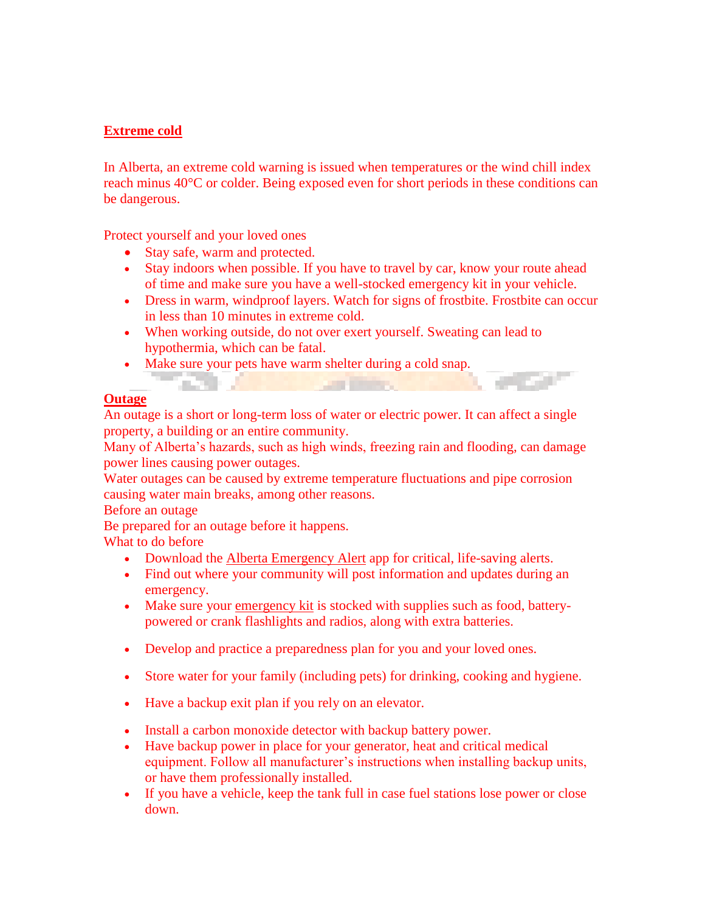## Extreme cold

In Alberta, an extreme cold warning is issued when temperatures or the wind chill index reach minus 40°C or colder. Being exposed even for short periods in these conditions can be dangerous.

Protect yourself and your loved ones

- Stay safe, warm and protected.
- Stay indoors when possible. If you have to travel by car, know your route ahead of time and make sure you have a well-stocked emergency kit in your vehicle.
- Dress in warm, windproof layers. Watch for signs of frostbite. Frostbite can occur in less than 10 minutes in extreme cold.
- When working outside, do not over exert yourself. Sweating can lead to hypothermia, which can be fatal.
- Make sure your pets have warm shelter during a cold snap.

## Outage

An outage is a short or long-term loss of water or electric power. It can affect a single property, a building or an entire community.

Many of Alberta's hazards, such as high winds, freezing rain and flooding, can damage power lines causing power outages.

Water outages can be caused by extreme temperature fluctuations and pipe corrosion causing water main breaks, among other reasons.

Before an outage

Be prepared for an outage before it happens.

What to do before

- Download the Alberta Emergency Alert app for critical, life-saving alerts.
- Find out where your community will post information and updates during an emergency.
- Make sure your emergency kit is stocked with supplies such as food, battery-powered or crank flashlights and radios, along with extra batteries.
- Develop and practice a preparedness plan for you and your loved ones.
- Store water for your family (including pets) for drinking, cooking and hygiene.
- Have a backup exit plan if you rely on an elevator.
- Install a carbon monoxide detector with backup battery power.
- Have backup power in place for your generator, heat and critical medical equipment. Follow all manufacturer's instructions when installing backup units, or have them professionally installed.
- If you have a vehicle, keep the tank full in case fuel stations lose power or close down.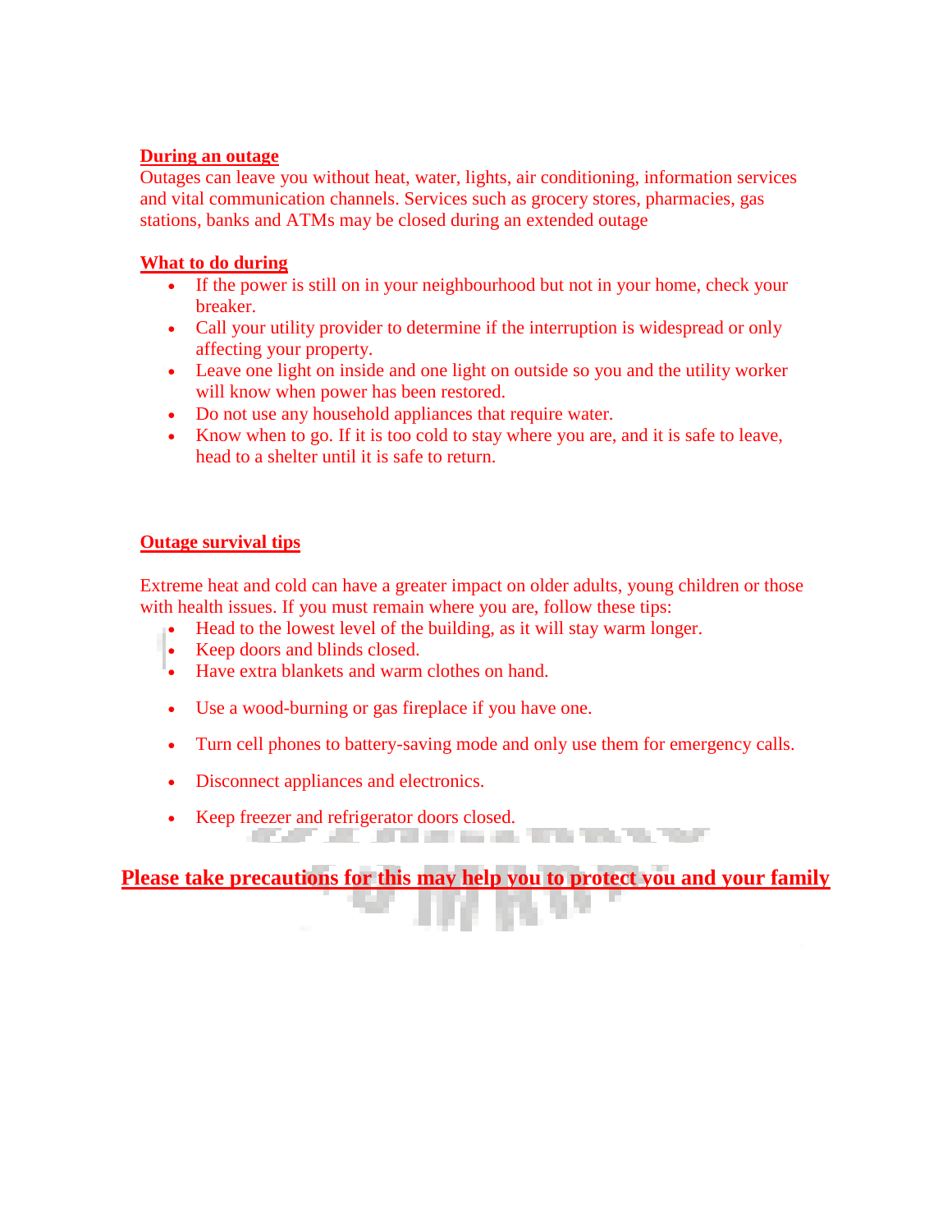**During an outage**

Outages can leave you without heat, water, lights, air conditioning, information services and vital communication channels. Services such as grocery stores, pharmacies, gas stations, banks and ATMs may be closed during an extended outage

**What to do during**

- If the power is still on in your neighbourhood but not in your home, check your breaker.
- Call your utility provider to determine if the interruption is widespread or only affecting your property.
- Leave one light on inside and one light on outside so you and the utility worker will know when power has been restored.
- Do not use any household appliances that require water.
- Know when to go. If it is too cold to stay where you are, and it is safe to leave, head to a shelter until it is safe to return.

**Outage survival tips**

Extreme heat and cold can have a greater impact on older adults, young children or those with health issues. If you must remain where you are, follow these tips:

- Head to the lowest level of the building, as it will stay warm longer.
- Keep doors and blinds closed.
- Have extra blankets and warm clothes on hand.
- Use a wood-burning or gas fireplace if you have one.
- Turn cell phones to battery-saving mode and only use them for emergency calls.
- Disconnect appliances and electronics.
- Keep freezer and refrigerator doors closed.

**Please take precautions for this may help you to protect you and your family**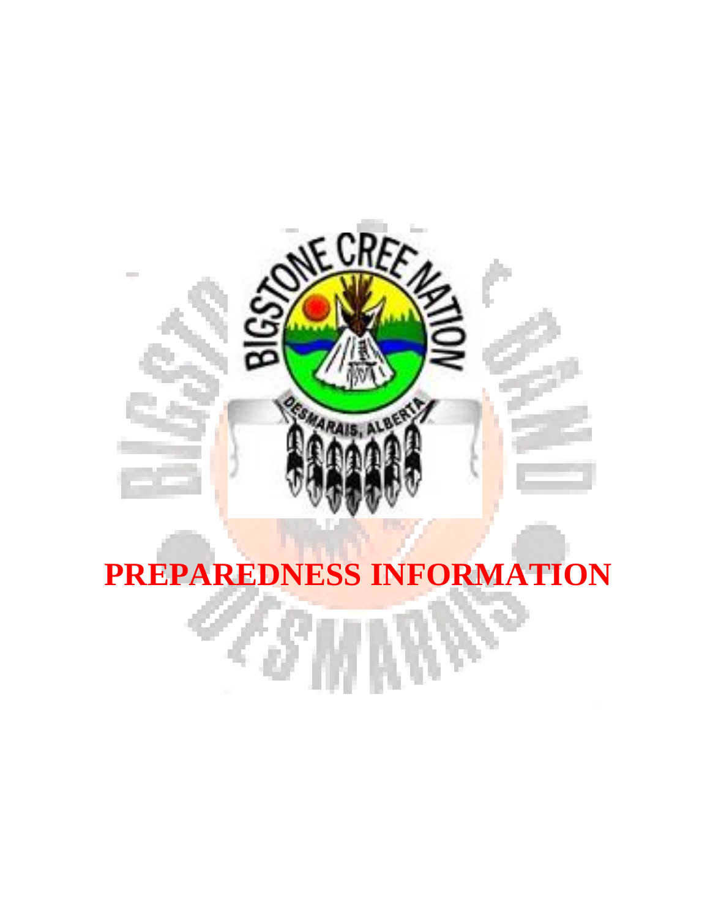# PREPAREDNESS INFORMATION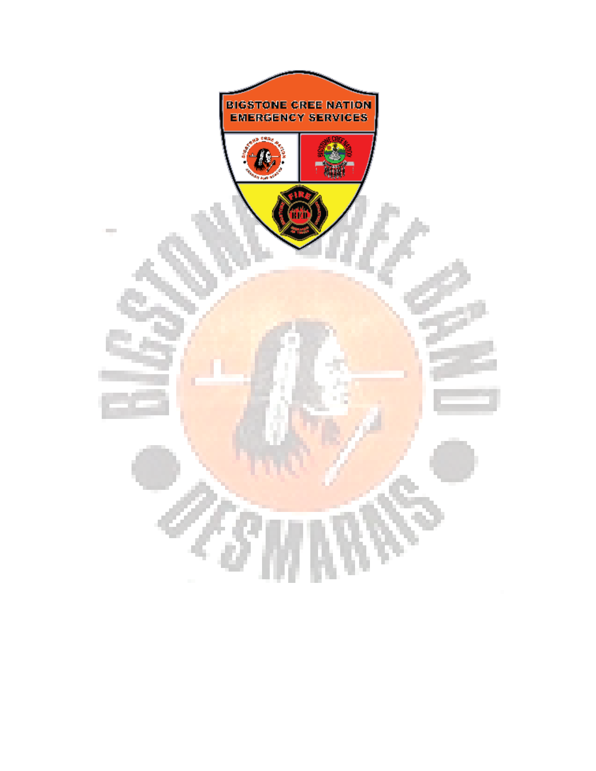BIGSTONE CREE NATION EMERGENCY SERVICES